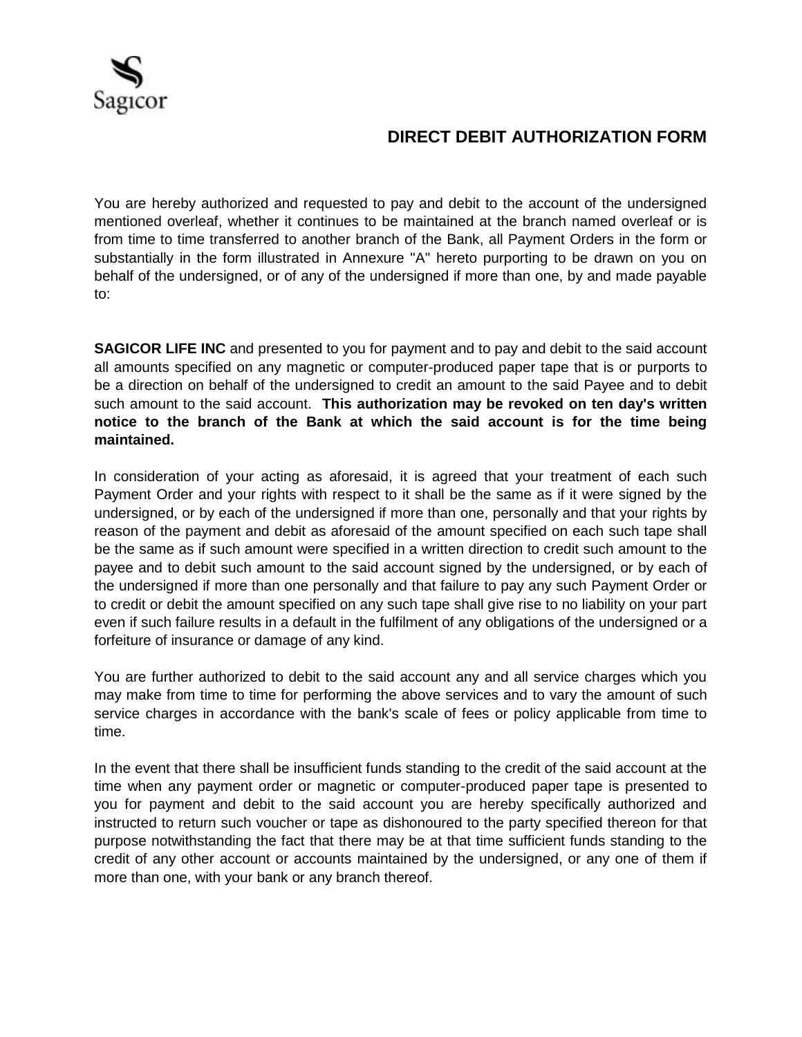Sagicor

# DIRECT DEBIT AUTHORIZATION FORM

You are hereby authorized and requested to pay and debit to the account of the undersigned mentioned overleaf, whether it continues to be maintained at the branch named overleaf or is from time to time transferred to another branch of the Bank, all Payment Orders in the form or substantially in the form illustrated in Annexure "A" hereto purporting to be drawn on you on behalf of the undersigned, or of any of the undersigned if more than one, by and made payable to:

**SAGICOR LIFE INC** and presented to you for payment and to pay and debit to the said account all amounts specified on any magnetic or computer-produced paper tape that is or purports to be a direction on behalf of the undersigned to credit an amount to the said Payee and to debit such amount to the said account. **This authorization may be revoked on ten day's written notice to the branch of the Bank at which the said account is for the time being maintained.**

In consideration of your acting as aforesaid, it is agreed that your treatment of each such Payment Order and your rights with respect to it shall be the same as if it were signed by the undersigned, or by each of the undersigned if more than one, personally and that your rights by reason of the payment and debit as aforesaid of the amount specified on each such tape shall be the same as if such amount were specified in a written direction to credit such amount to the payee and to debit such amount to the said account signed by the undersigned, or by each of the undersigned if more than one personally and that failure to pay any such Payment Order or to credit or debit the amount specified on any such tape shall give rise to no liability on your part even if such failure results in a default in the fulfilment of any obligations of the undersigned or a forfeiture of insurance or damage of any kind.

You are further authorized to debit to the said account any and all service charges which you may make from time to time for performing the above services and to vary the amount of such service charges in accordance with the bank's scale of fees or policy applicable from time to time.

In the event that there shall be insufficient funds standing to the credit of the said account at the time when any payment order or magnetic or computer-produced paper tape is presented to you for payment and debit to the said account you are hereby specifically authorized and instructed to return such voucher or tape as dishonoured to the party specified thereon for that purpose notwithstanding the fact that there may be at that time sufficient funds standing to the credit of any other account or accounts maintained by the undersigned, or any one of them if more than one, with your bank or any branch thereof.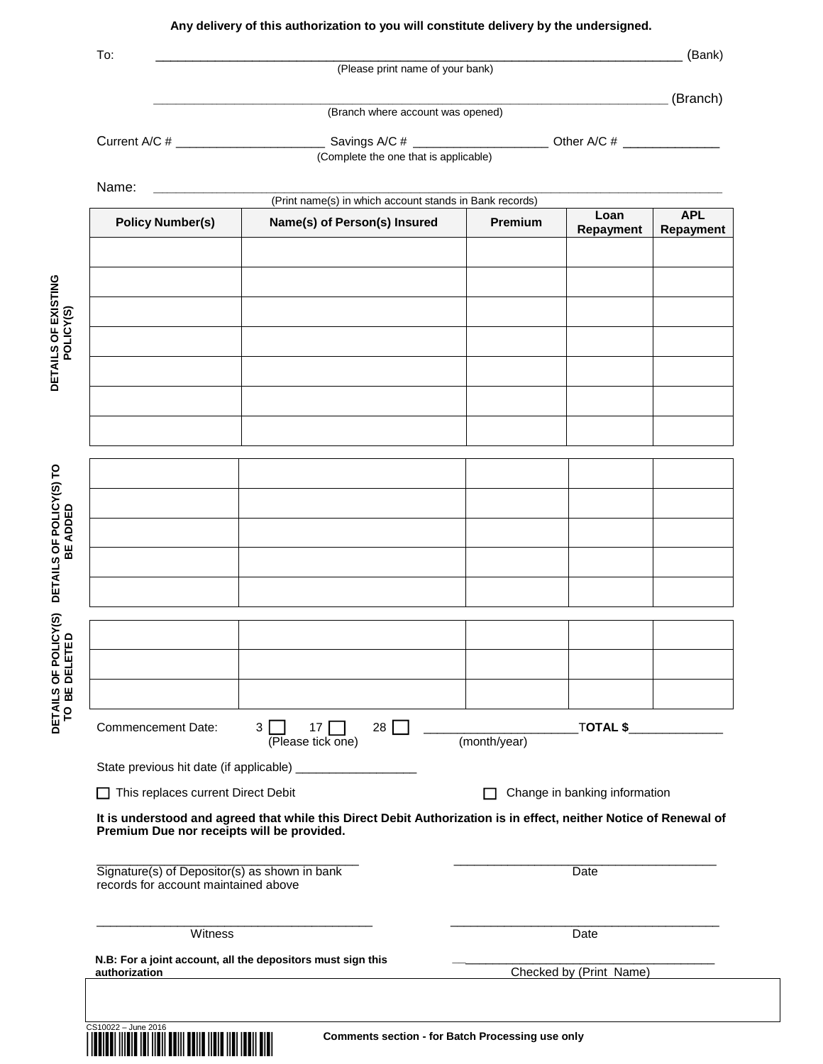**Any delivery of this authorization to you will constitute delivery by the undersigned.**

To: ______________________________________________ (Bank)
(Please print name of your bank)

______________________________________________ (Branch)
(Branch where account was opened)

Current A/C # ____________________ Savings A/C # __________________ Other A/C # _____________
(Complete the one that is applicable)

Name: ______________________________________________
(Print name(s) in which account stands in Bank records)

**DETAILS OF EXISTING POLICY(S)**

| Policy Number(s) | Name(s) of Person(s) Insured | Premium | Loan Repayment | APL Repayment |
|---|---|---|---|---|
| | | | | |
| | | | | |
| | | | | |
| | | | | |
| | | | | |
| | | | | |
| | | | | |

**DETAILS OF POLICY(S) TO BE ADDED**

| | | | | |
|---|---|---|---|---|
| | | | | |
| | | | | |
| | | | | |
| | | | | |
| | | | | |

**DETAILS OF POLICY(S) TO BE DELETED**

| | | | | |
|---|---|---|---|---|
| | | | | |
| | | | | |
| | | | | |

Commencement Date: 3 ☐ 17 ☐ 28 ☐ (Please tick one) ____________________ (month/year) **TOTAL $**_____________

State previous hit date (if applicable) _________________

☐ This replaces current Direct Debit ☐ Change in banking information

**It is understood and agreed that while this Direct Debit Authorization is in effect, neither Notice of Renewal of Premium Due nor receipts will be provided.**

______________________________________
Signature(s) of Depositor(s) as shown in bank records for account maintained above

______________________________________
Date

______________________________________
Witness

______________________________________
Date

**N.B: For a joint account, all the depositors must sign this authorization**

______________________________________
Checked by (Print Name)

CS10022 – June 2016

**Comments section - for Batch Processing use only**